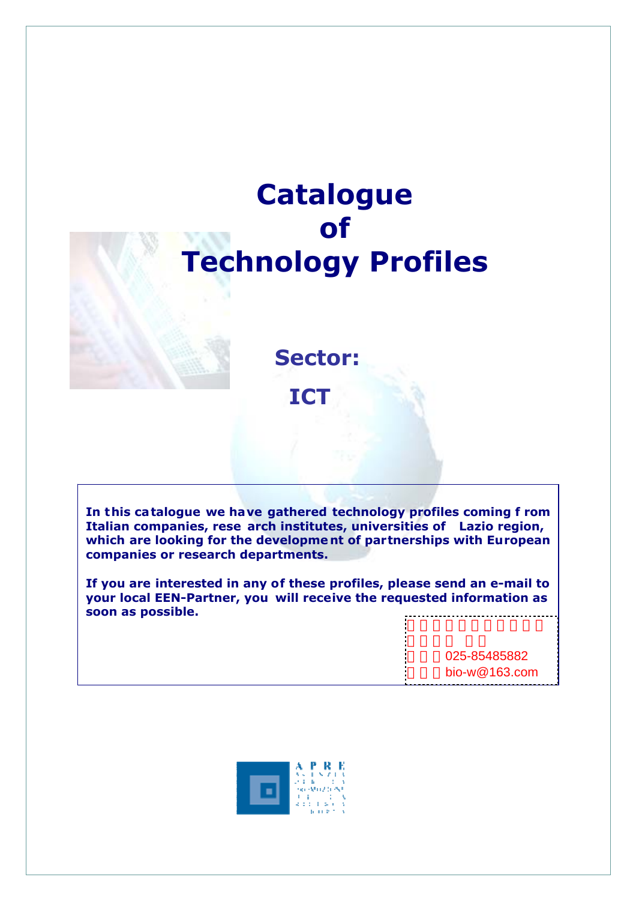# Catalogue of Technology Profiles

## Sector: ICT

**In this catalogue we have gathered technology profiles coming from Italian companies, research institutes, universities of Lazio region, which are looking for the development of partnerships with European companies or research departments.**

**If you are interested in any of these profiles, please send an e-mail to your local EEN-Partner, you will receive the requested information as soon as possible.**

025-85485882

bio-w@163.com

APRE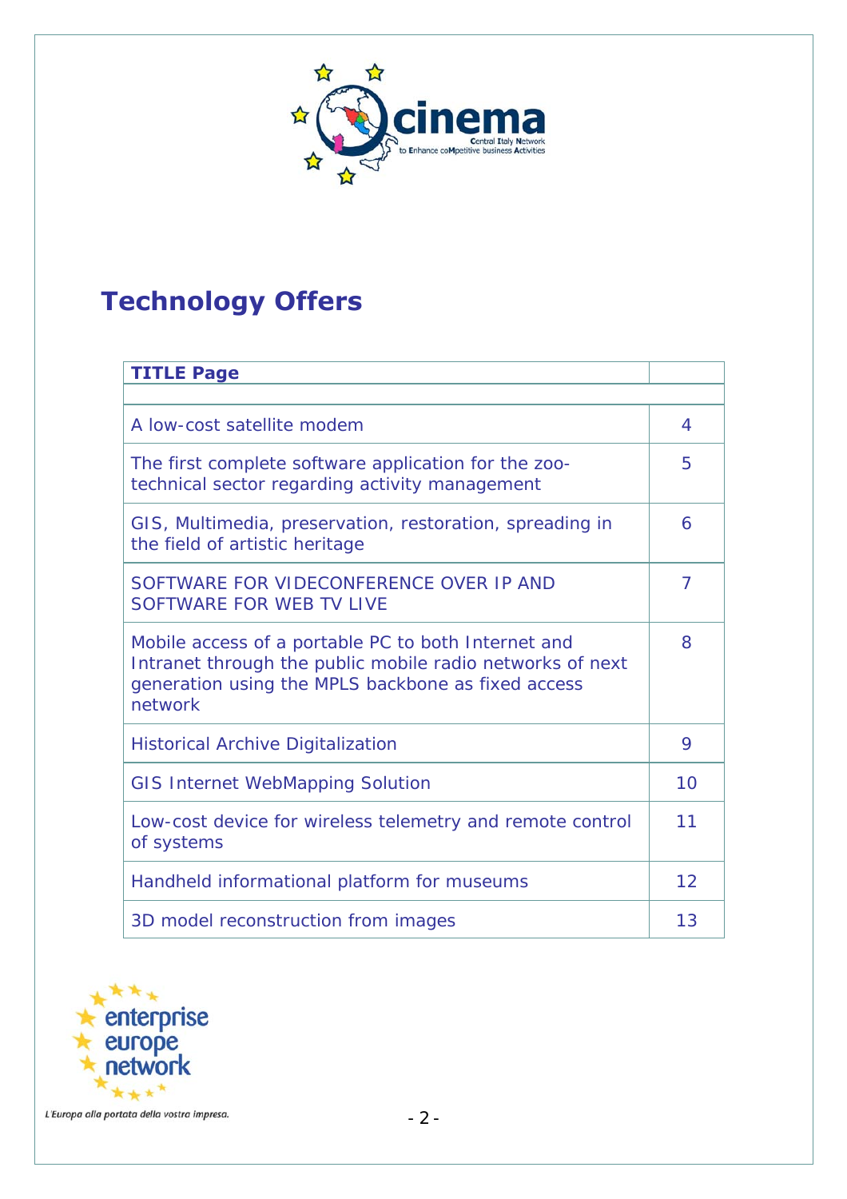# Technology Offers

| TITLE Page | |
|---|---|
| | |
| A low-cost satellite modem | 4 |
| The first complete software application for the zoo-technical sector regarding activity management | 5 |
| GIS, Multimedia, preservation, restoration, spreading in the field of artistic heritage | 6 |
| SOFTWARE FOR VIDECONFERENCE OVER IP AND SOFTWARE FOR WEB TV LIVE | 7 |
| Mobile access of a portable PC to both Internet and Intranet through the public mobile radio networks of next generation using the MPLS backbone as fixed access network | 8 |
| Historical Archive Digitalization | 9 |
| GIS Internet WebMapping Solution | 10 |
| Low-cost device for wireless telemetry and remote control of systems | 11 |
| Handheld informational platform for museums | 12 |
| 3D model reconstruction from images | 13 |

L'Europa alla portata della vostra impresa.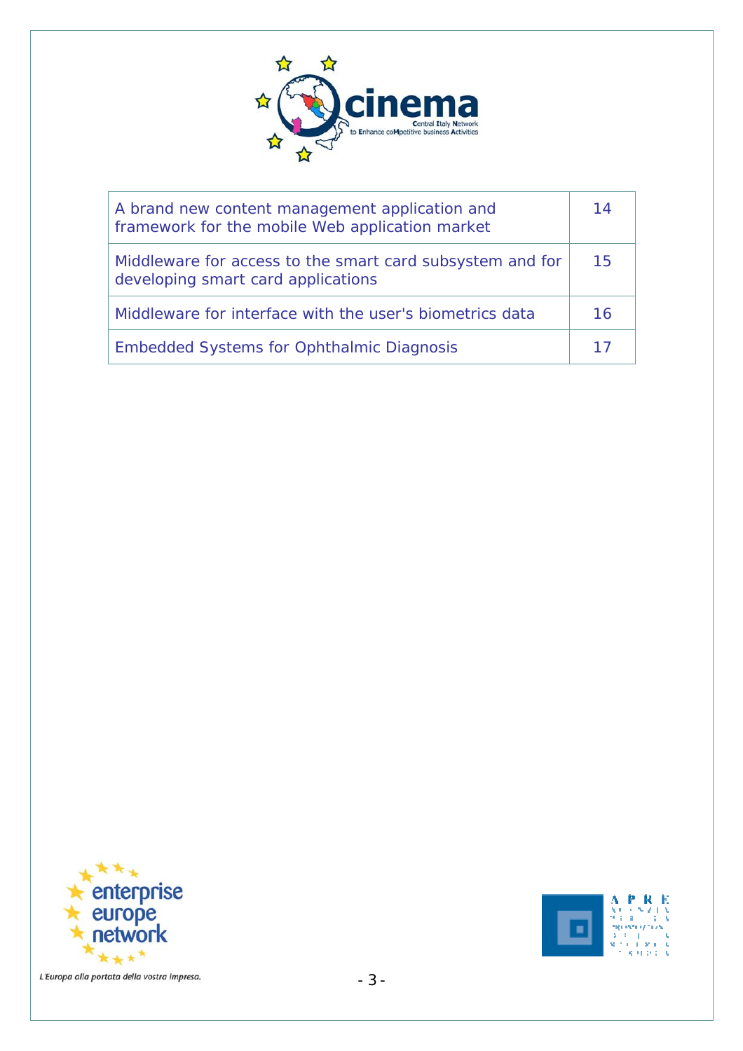| | |
|---|---|
| A brand new content management application and framework for the mobile Web application market | 14 |
| Middleware for access to the smart card subsystem and for developing smart card applications | 15 |
| Middleware for interface with the user's biometrics data | 16 |
| Embedded Systems for Ophthalmic Diagnosis | 17 |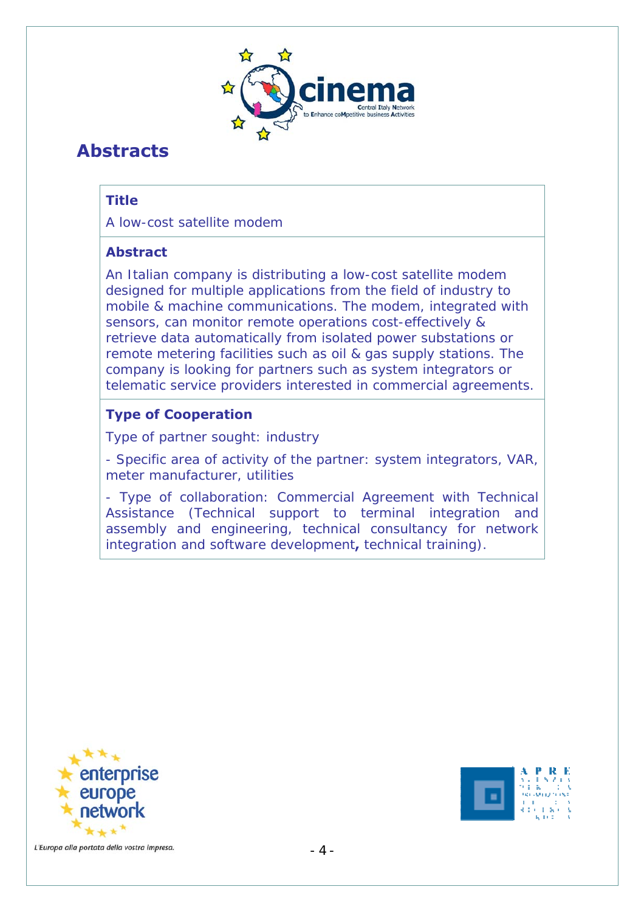# Abstracts

### Title

A low-cost satellite modem

### Abstract

An Italian company is distributing a low-cost satellite modem designed for multiple applications from the field of industry to mobile & machine communications. The modem, integrated with sensors, can monitor remote operations cost-effectively & retrieve data automatically from isolated power substations or remote metering facilities such as oil & gas supply stations. The company is looking for partners such as system integrators or telematic service providers interested in commercial agreements.

### Type of Cooperation

Type of partner sought: industry

- Specific area of activity of the partner: system integrators, VAR, meter manufacturer, utilities

- Type of collaboration: Commercial Agreement with Technical Assistance (Technical support to terminal integration and assembly and engineering, technical consultancy for network integration and software development**,** technical training).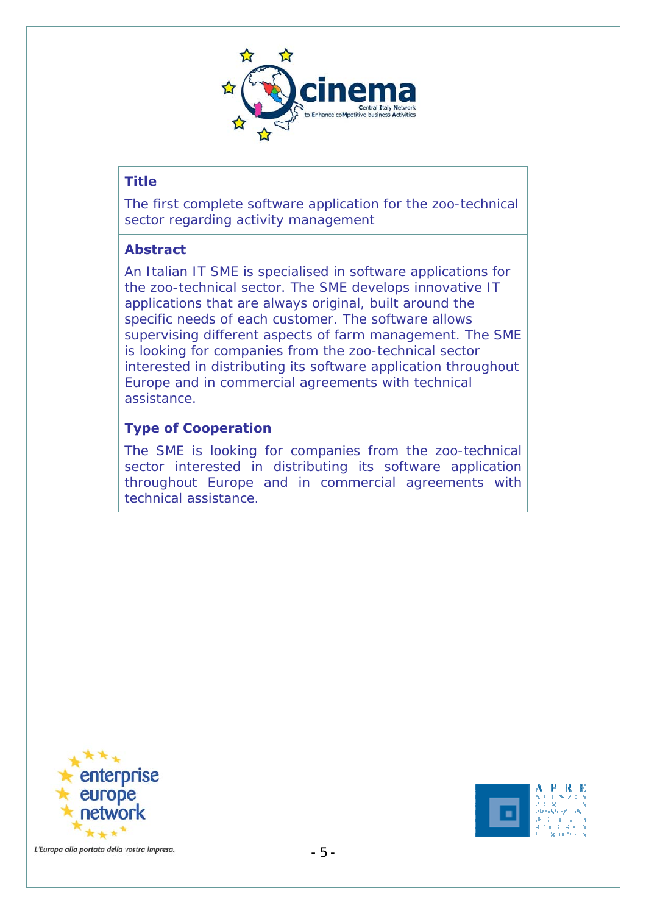### Title

The first complete software application for the zoo-technical sector regarding activity management

### Abstract

An Italian IT SME is specialised in software applications for the zoo-technical sector. The SME develops innovative IT applications that are always original, built around the specific needs of each customer. The software allows supervising different aspects of farm management. The SME is looking for companies from the zoo-technical sector interested in distributing its software application throughout Europe and in commercial agreements with technical assistance.

### Type of Cooperation

The SME is looking for companies from the zoo-technical sector interested in distributing its software application throughout Europe and in commercial agreements with technical assistance.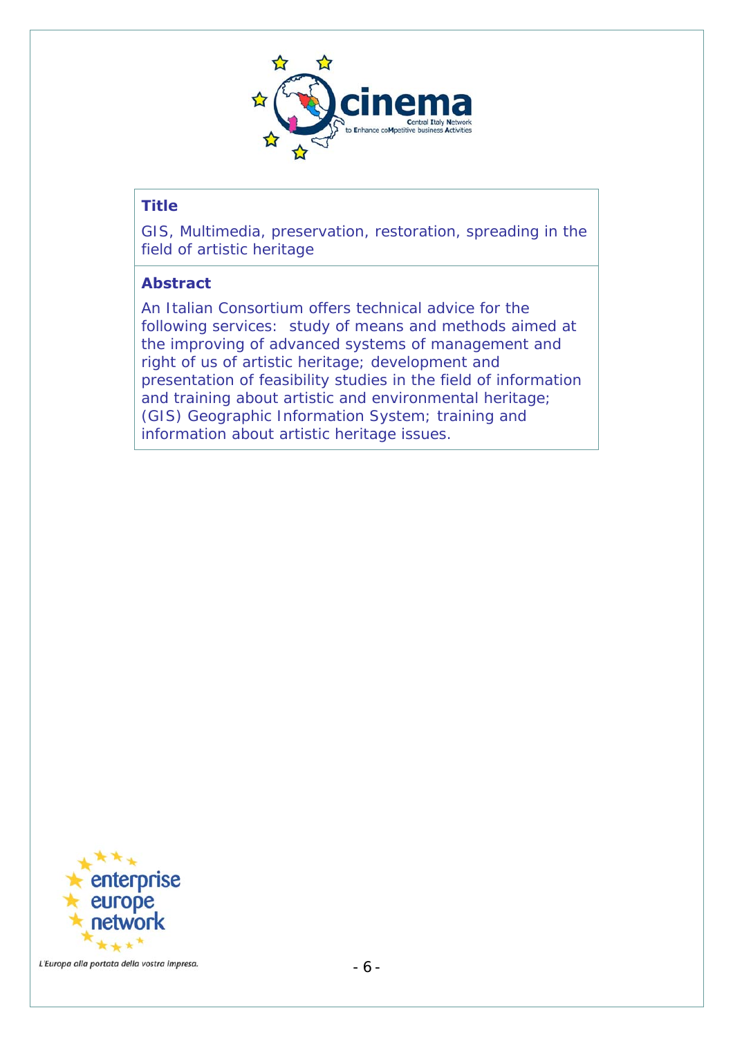### Title

GIS, Multimedia, preservation, restoration, spreading in the field of artistic heritage

### Abstract

An Italian Consortium offers technical advice for the following services:  study of means and methods aimed at the improving of advanced systems of management and right of us of artistic heritage; development and presentation of feasibility studies in the field of information and training about artistic and environmental heritage; (GIS) Geographic Information System; training and information about artistic heritage issues.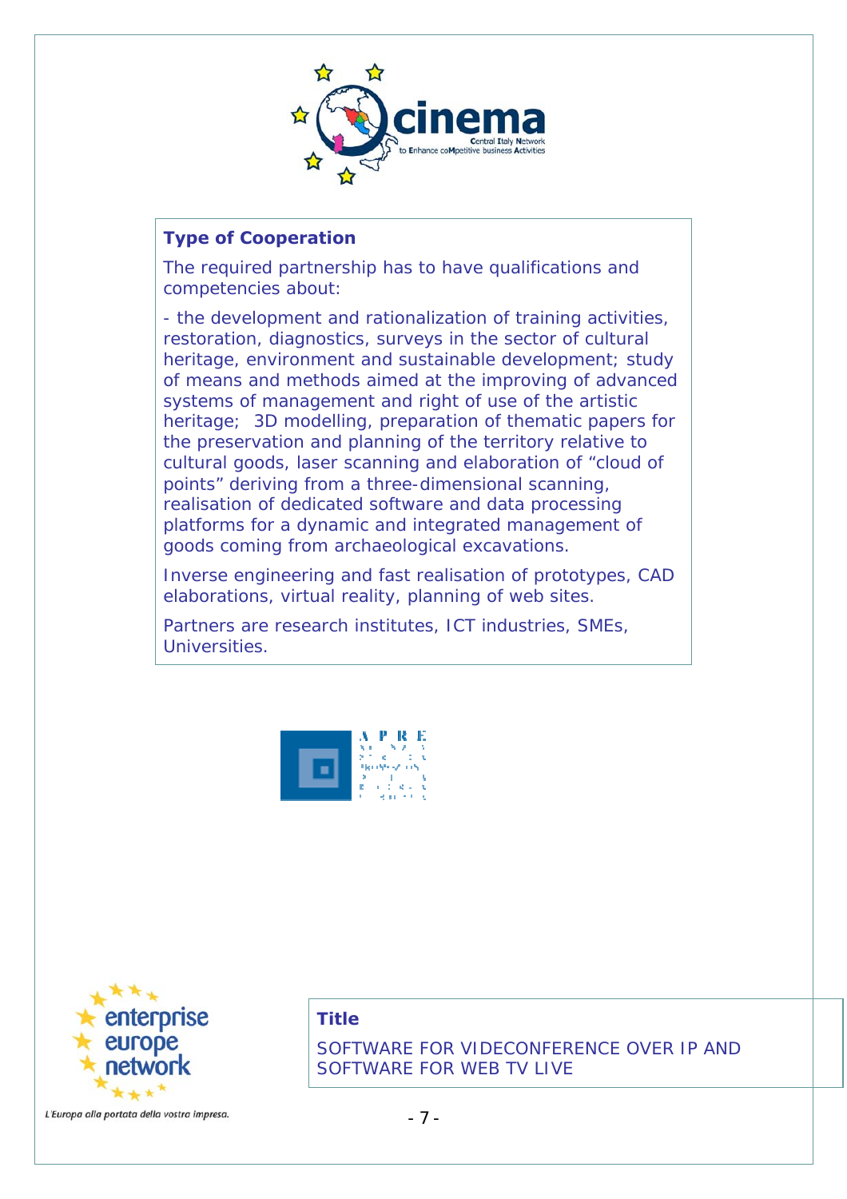### Type of Cooperation

The required partnership has to have qualifications and competencies about:

- the development and rationalization of training activities, restoration, diagnostics, surveys in the sector of cultural heritage, environment and sustainable development; study of means and methods aimed at the improving of advanced systems of management and right of use of the artistic heritage; 3D modelling, preparation of thematic papers for the preservation and planning of the territory relative to cultural goods, laser scanning and elaboration of "cloud of points" deriving from a three-dimensional scanning, realisation of dedicated software and data processing platforms for a dynamic and integrated management of goods coming from archaeological excavations.

Inverse engineering and fast realisation of prototypes, CAD elaborations, virtual reality, planning of web sites.

Partners are research institutes, ICT industries, SMEs, Universities.

### Title

SOFTWARE FOR VIDECONFERENCE OVER IP AND SOFTWARE FOR WEB TV LIVE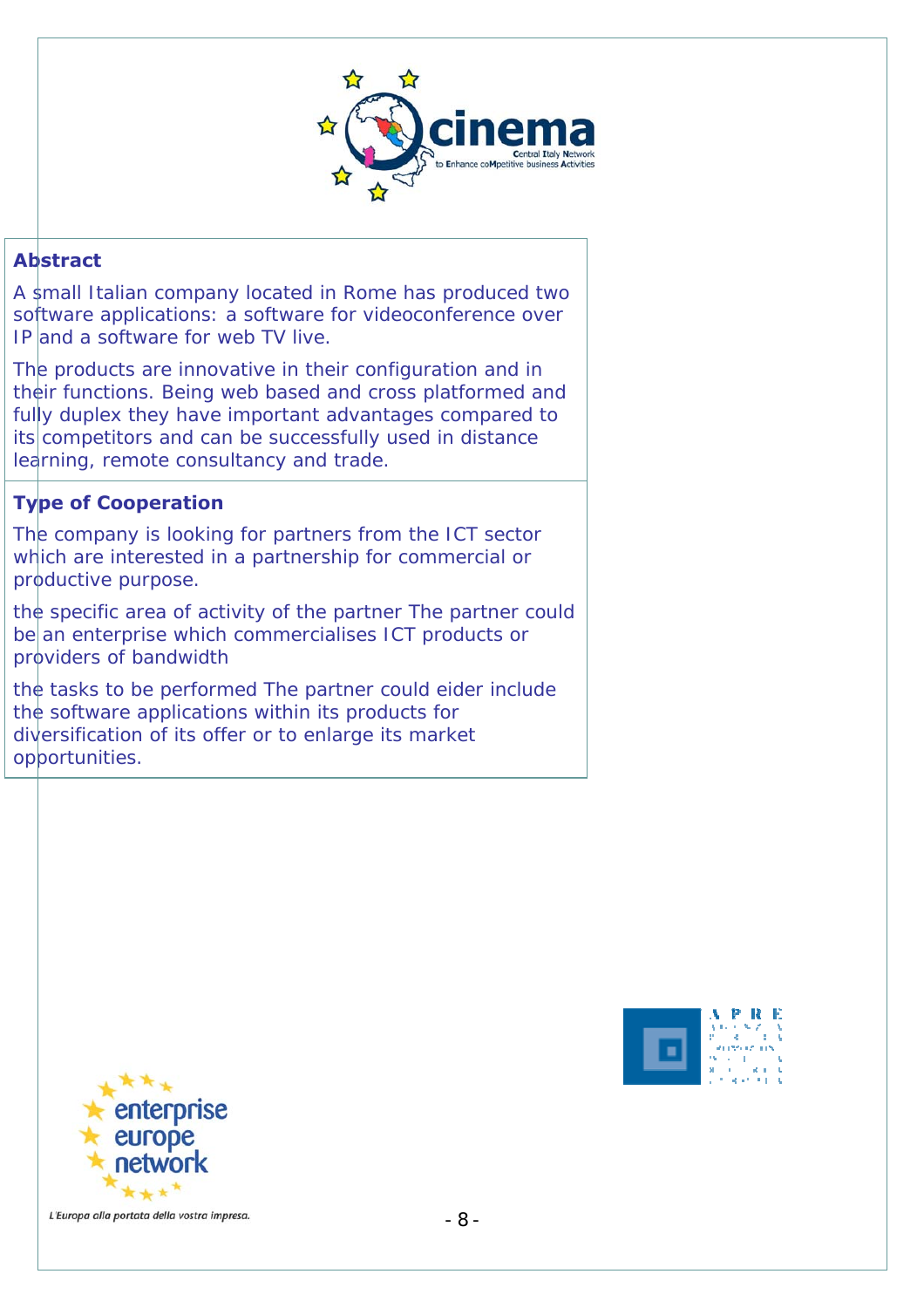## Abstract

A small Italian company located in Rome has produced two software applications: a software for videoconference over IP and a software for web TV live.

The products are innovative in their configuration and in their functions. Being web based and cross platformed and fully duplex they have important advantages compared to its competitors and can be successfully used in distance learning, remote consultancy and trade.

## Type of Cooperation

The company is looking for partners from the ICT sector which are interested in a partnership for commercial or productive purpose.

the specific area of activity of the partner The partner could be an enterprise which commercialises ICT products or providers of bandwidth

the tasks to be performed The partner could eider include the software applications within its products for diversification of its offer or to enlarge its market opportunities.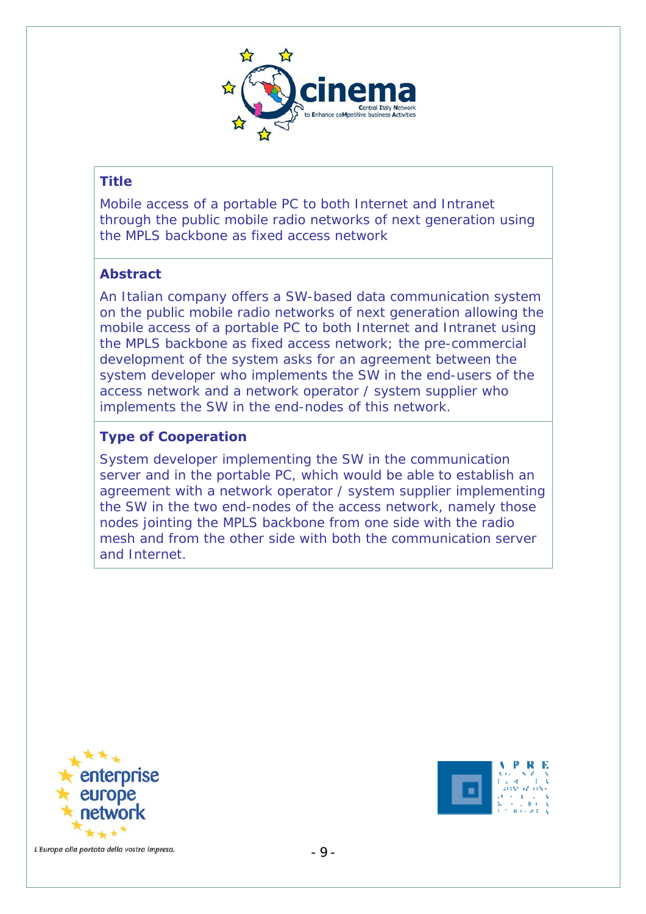## Title

Mobile access of a portable PC to both Internet and Intranet through the public mobile radio networks of next generation using the MPLS backbone as fixed access network

## Abstract

An Italian company offers a SW-based data communication system on the public mobile radio networks of next generation allowing the mobile access of a portable PC to both Internet and Intranet using the MPLS backbone as fixed access network; the pre-commercial development of the system asks for an agreement between the system developer who implements the SW in the end-users of the access network and a network operator / system supplier who implements the SW in the end-nodes of this network.

## Type of Cooperation

System developer implementing the SW in the communication server and in the portable PC, which would be able to establish an agreement with a network operator / system supplier implementing the SW in the two end-nodes of the access network, namely those nodes jointing the MPLS backbone from one side with the radio mesh and from the other side with both the communication server and Internet.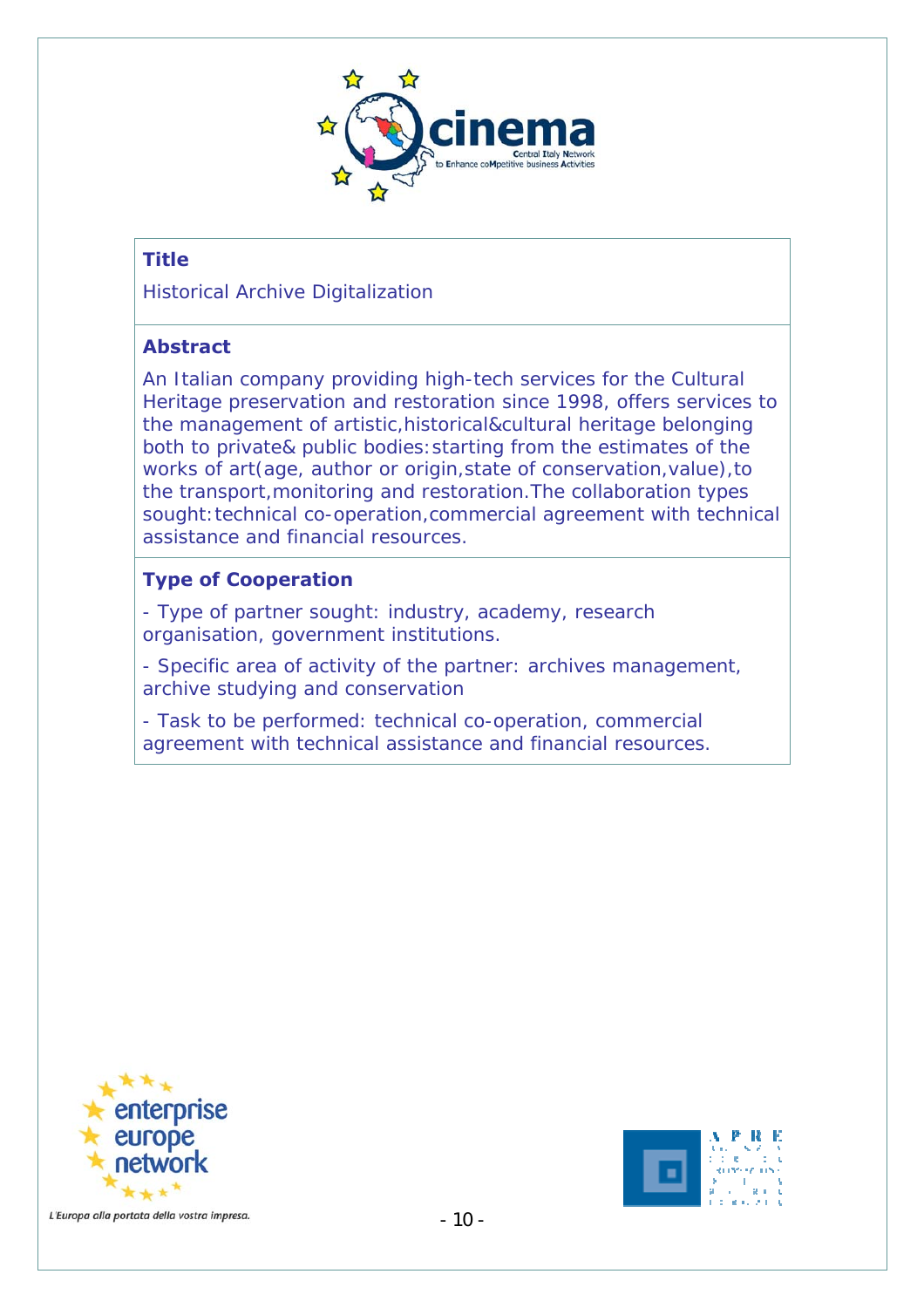**Title**

Historical Archive Digitalization

**Abstract**

An Italian company providing high-tech services for the Cultural Heritage preservation and restoration since 1998, offers services to the management of artistic,historical&cultural heritage belonging both to private& public bodies:starting from the estimates of the works of art(age, author or origin,state of conservation,value),to the transport,monitoring and restoration.The collaboration types sought:technical co-operation,commercial agreement with technical assistance and financial resources.

**Type of Cooperation**

- Type of partner sought: industry, academy, research organisation, government institutions.

- Specific area of activity of the partner: archives management, archive studying and conservation

- Task to be performed: technical co-operation, commercial agreement with technical assistance and financial resources.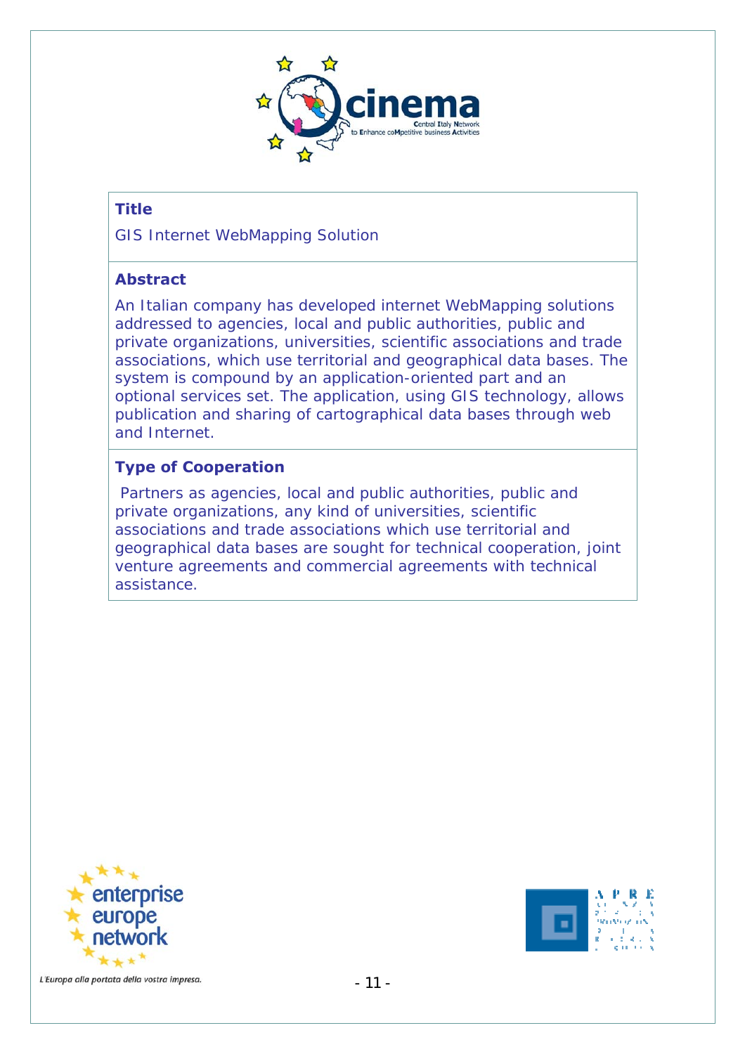**Title**

GIS Internet WebMapping Solution

**Abstract**

An Italian company has developed internet WebMapping solutions addressed to agencies, local and public authorities, public and private organizations, universities, scientific associations and trade associations, which use territorial and geographical data bases. The system is compound by an application-oriented part and an optional services set. The application, using GIS technology, allows publication and sharing of cartographical data bases through web and Internet.

**Type of Cooperation**

Partners as agencies, local and public authorities, public and private organizations, any kind of universities, scientific associations and trade associations which use territorial and geographical data bases are sought for technical cooperation, joint venture agreements and commercial agreements with technical assistance.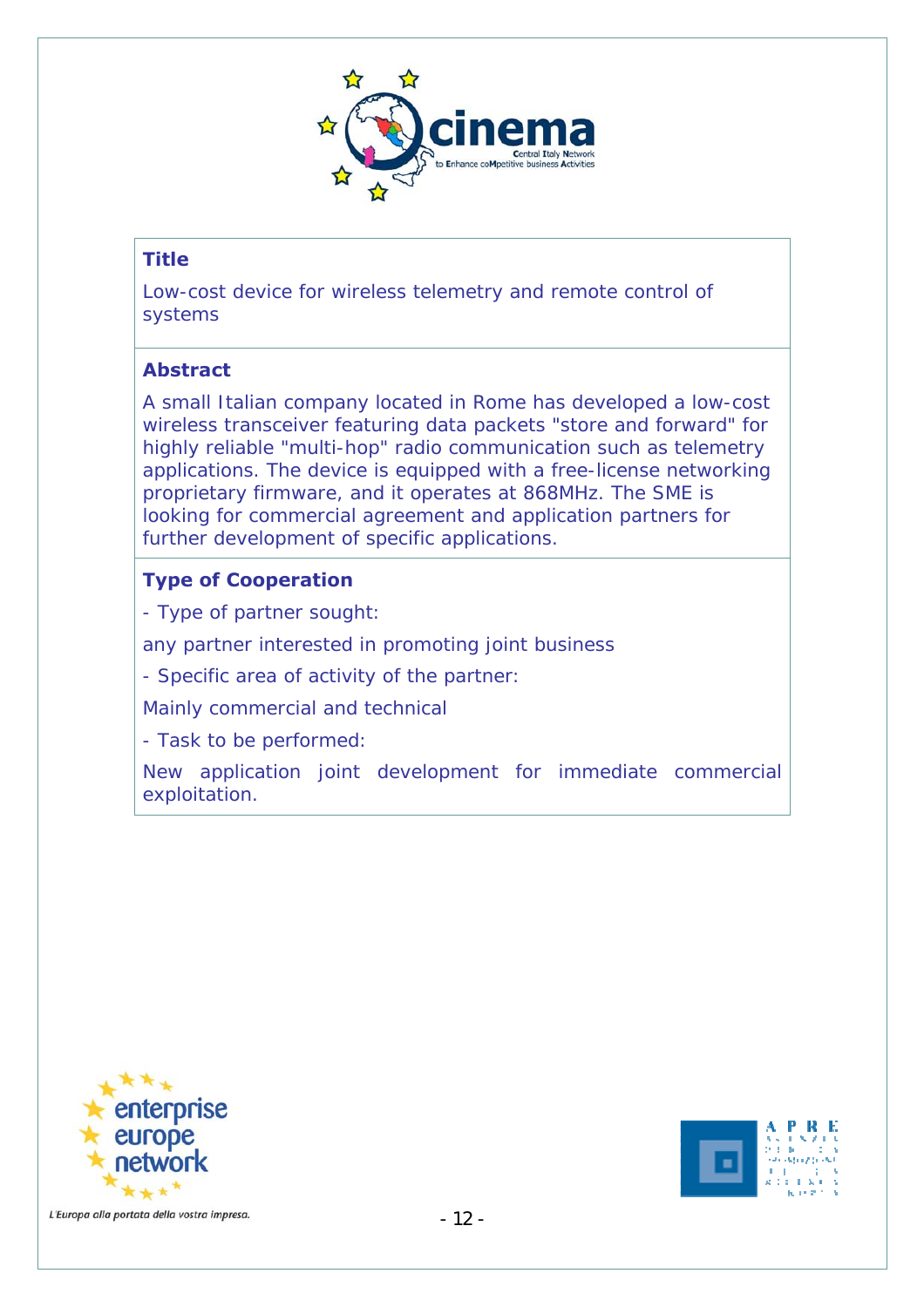### Title

Low-cost device for wireless telemetry and remote control of systems

### Abstract

A small Italian company located in Rome has developed a low-cost wireless transceiver featuring data packets "store and forward" for highly reliable "multi-hop" radio communication such as telemetry applications. The device is equipped with a free-license networking proprietary firmware, and it operates at 868MHz. The SME is looking for commercial agreement and application partners for further development of specific applications.

### Type of Cooperation

- Type of partner sought:

any partner interested in promoting joint business

- Specific area of activity of the partner:

Mainly commercial and technical

- Task to be performed:

New application joint development for immediate commercial exploitation.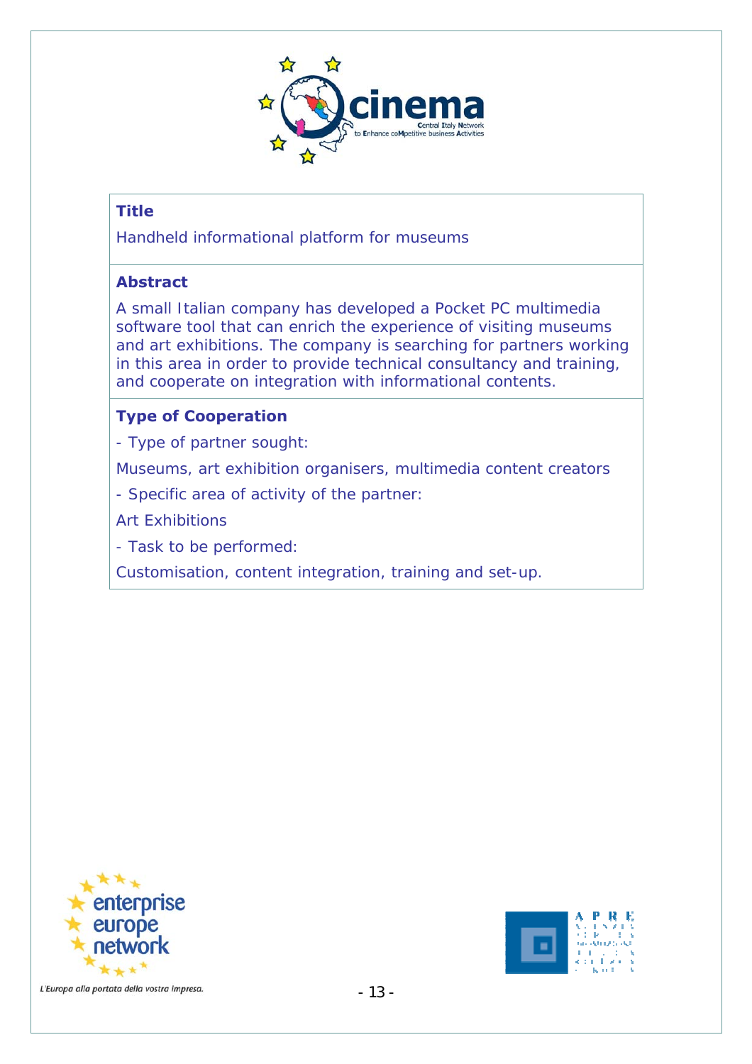### Title

Handheld informational platform for museums

### Abstract

A small Italian company has developed a Pocket PC multimedia software tool that can enrich the experience of visiting museums and art exhibitions. The company is searching for partners working in this area in order to provide technical consultancy and training, and cooperate on integration with informational contents.

### Type of Cooperation

- Type of partner sought:

Museums, art exhibition organisers, multimedia content creators

- Specific area of activity of the partner:

Art Exhibitions

- Task to be performed:

Customisation, content integration, training and set-up.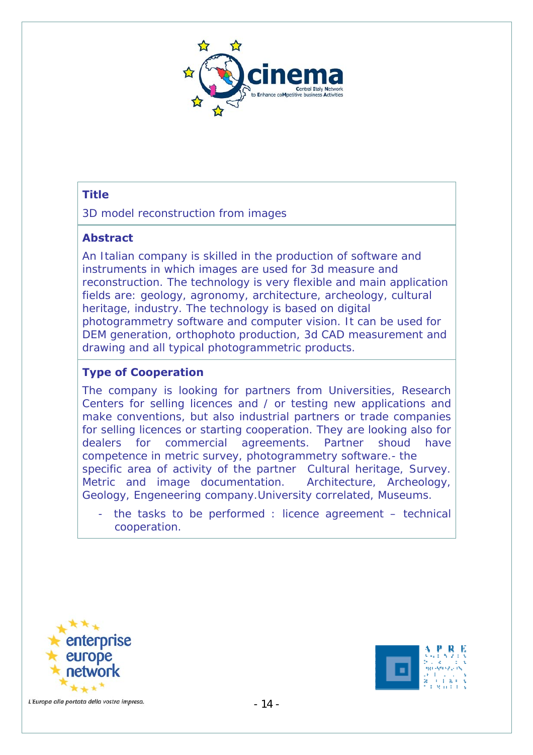### Title

3D model reconstruction from images

### Abstract

An Italian company is skilled in the production of software and instruments in which images are used for 3d measure and reconstruction. The technology is very flexible and main application fields are: geology, agronomy, architecture, archeology, cultural heritage, industry. The technology is based on digital photogrammetry software and computer vision. It can be used for DEM generation, orthophoto production, 3d CAD measurement and drawing and all typical photogrammetric products.

### Type of Cooperation

The company is looking for partners from Universities, Research Centers for selling licences and / or testing new applications and make conventions, but also industrial partners or trade companies for selling licences or starting cooperation. They are looking also for dealers for commercial agreements. Partner shoud have competence in metric survey, photogrammetry software.- the specific area of activity of the partner Cultural heritage, Survey. Metric and image documentation. Architecture, Archeology, Geology, Engeneering company.University correlated, Museums.

- the tasks to be performed : licence agreement – technical cooperation.

L'Europa alla portata della vostra impresa.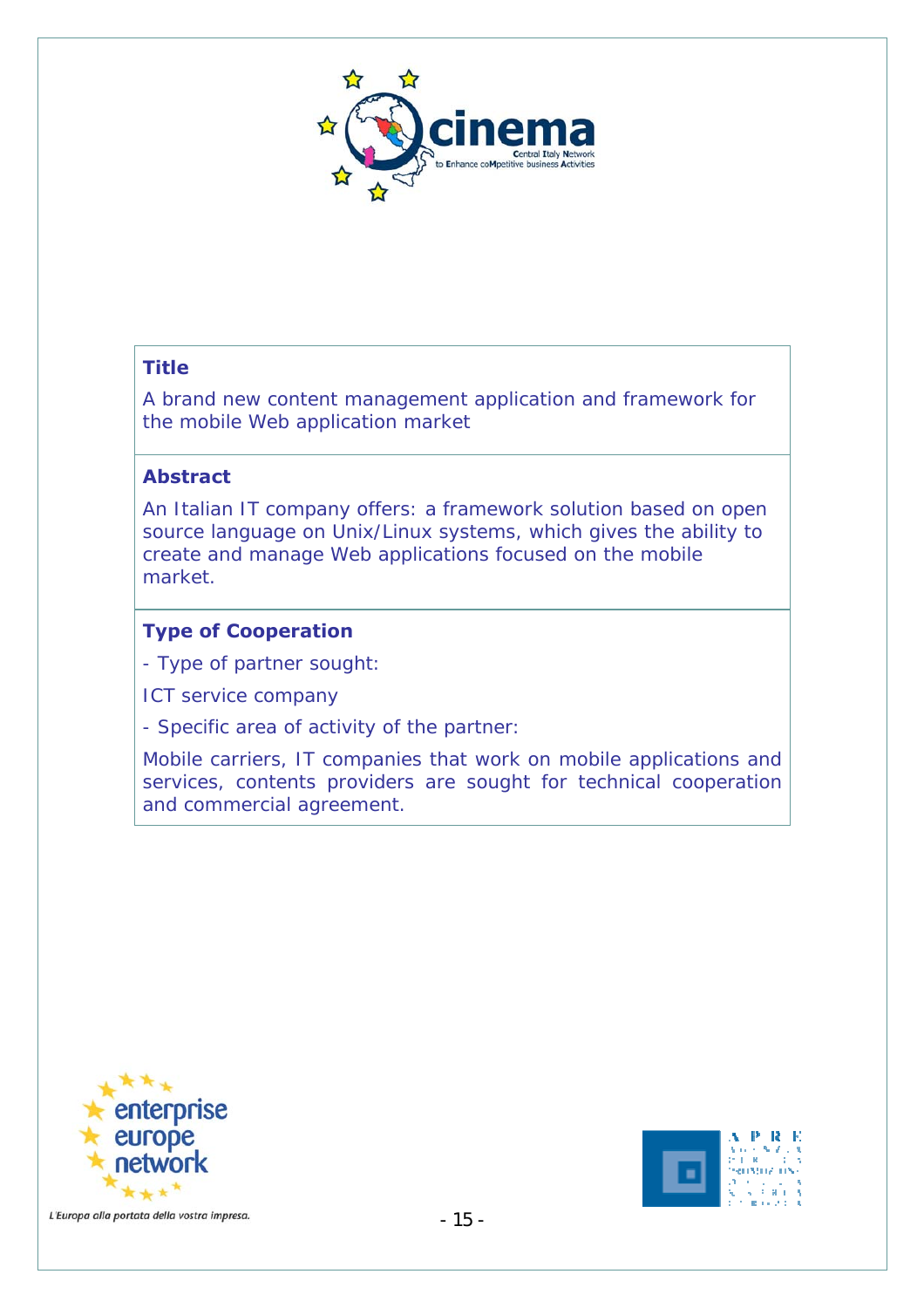**Title**

A brand new content management application and framework for the mobile Web application market

**Abstract**

An Italian IT company offers: a framework solution based on open source language on Unix/Linux systems, which gives the ability to create and manage Web applications focused on the mobile market.

**Type of Cooperation**

- Type of partner sought:

ICT service company

- Specific area of activity of the partner:

Mobile carriers, IT companies that work on mobile applications and services, contents providers are sought for technical cooperation and commercial agreement.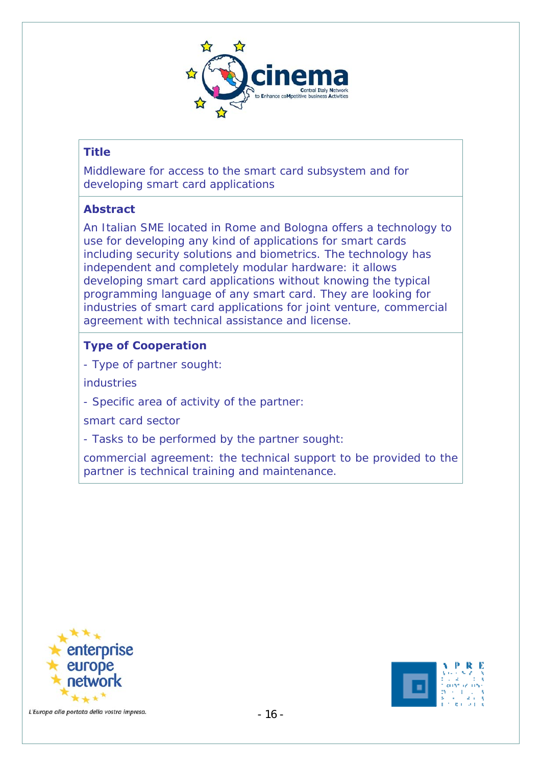**Title**

Middleware for access to the smart card subsystem and for developing smart card applications

**Abstract**

An Italian SME located in Rome and Bologna offers a technology to use for developing any kind of applications for smart cards including security solutions and biometrics. The technology has independent and completely modular hardware: it allows developing smart card applications without knowing the typical programming language of any smart card. They are looking for industries of smart card applications for joint venture, commercial agreement with technical assistance and license.

**Type of Cooperation**

- Type of partner sought:

industries

- Specific area of activity of the partner:

smart card sector

- Tasks to be performed by the partner sought:

commercial agreement: the technical support to be provided to the partner is technical training and maintenance.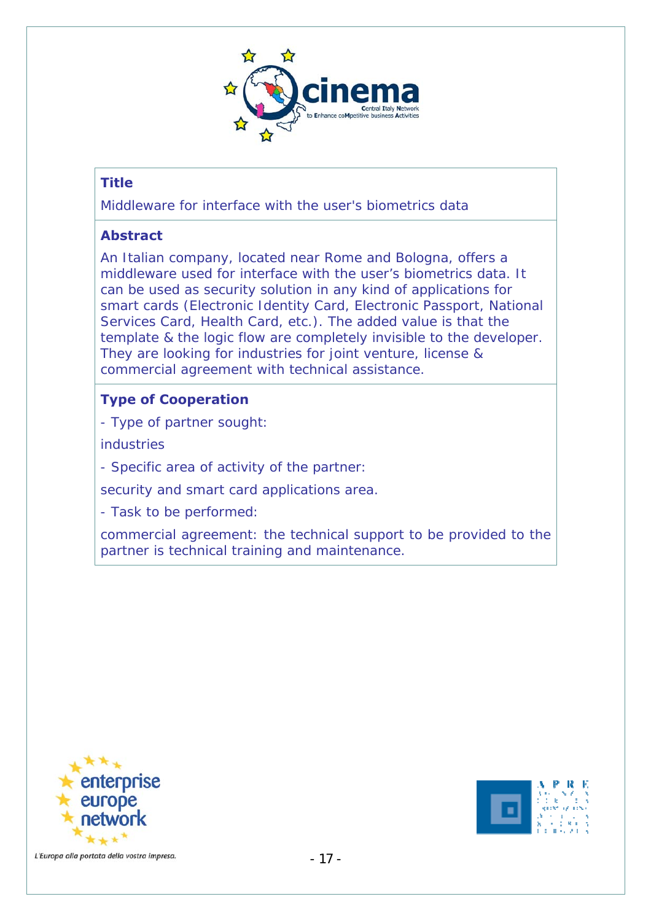### Title

Middleware for interface with the user's biometrics data

### Abstract

An Italian company, located near Rome and Bologna, offers a middleware used for interface with the user's biometrics data. It can be used as security solution in any kind of applications for smart cards (Electronic Identity Card, Electronic Passport, National Services Card, Health Card, etc.). The added value is that the template & the logic flow are completely invisible to the developer. They are looking for industries for joint venture, license & commercial agreement with technical assistance.

### Type of Cooperation

- Type of partner sought:

industries

- Specific area of activity of the partner:

security and smart card applications area.

- Task to be performed:

commercial agreement: the technical support to be provided to the partner is technical training and maintenance.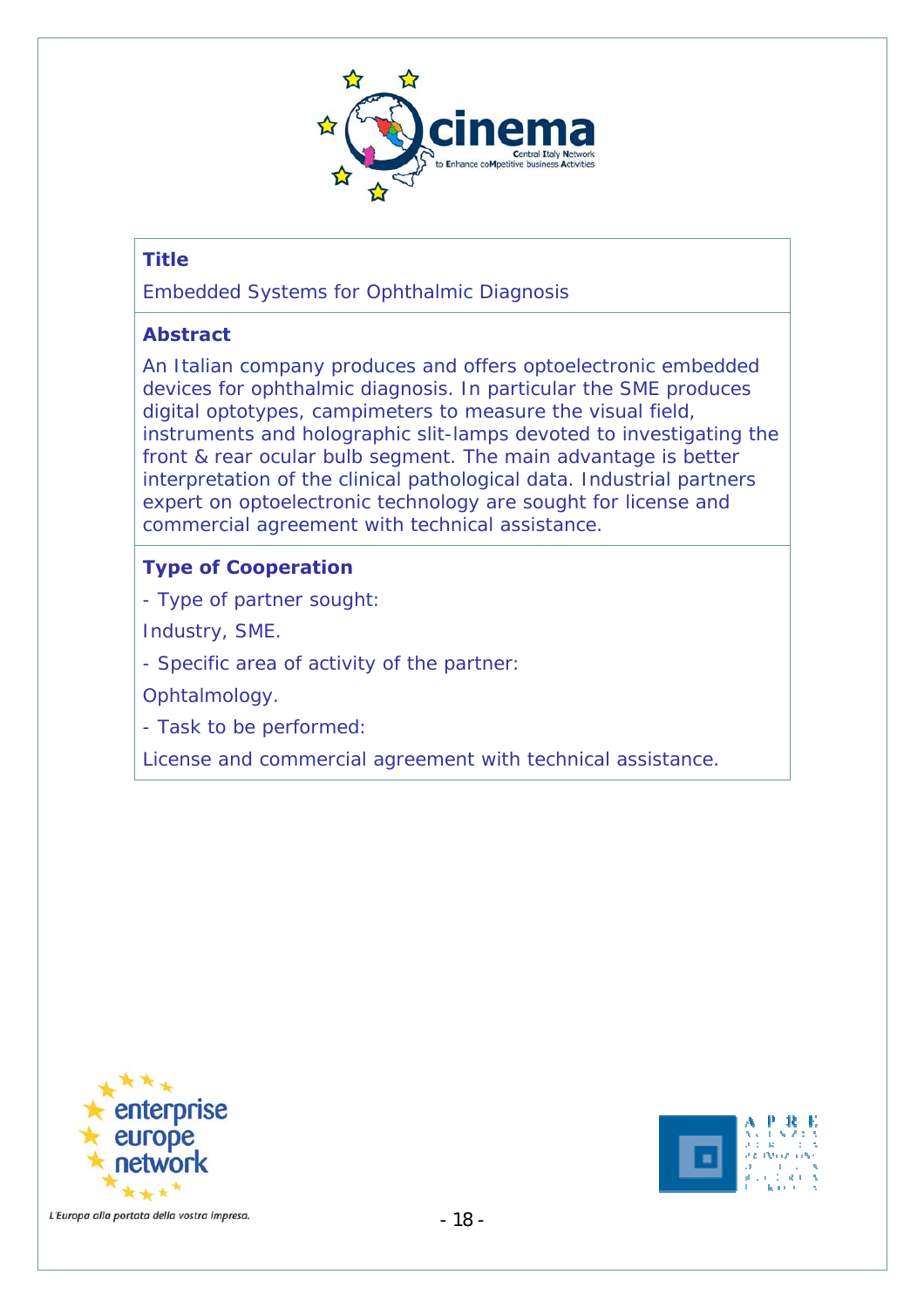### Title

Embedded Systems for Ophthalmic Diagnosis

### Abstract

An Italian company produces and offers optoelectronic embedded devices for ophthalmic diagnosis. In particular the SME produces digital optotypes, campimeters to measure the visual field, instruments and holographic slit-lamps devoted to investigating the front & rear ocular bulb segment. The main advantage is better interpretation of the clinical pathological data. Industrial partners expert on optoelectronic technology are sought for license and commercial agreement with technical assistance.

### Type of Cooperation

- Type of partner sought:

Industry, SME.

- Specific area of activity of the partner:

Ophtalmology.

- Task to be performed:

License and commercial agreement with technical assistance.